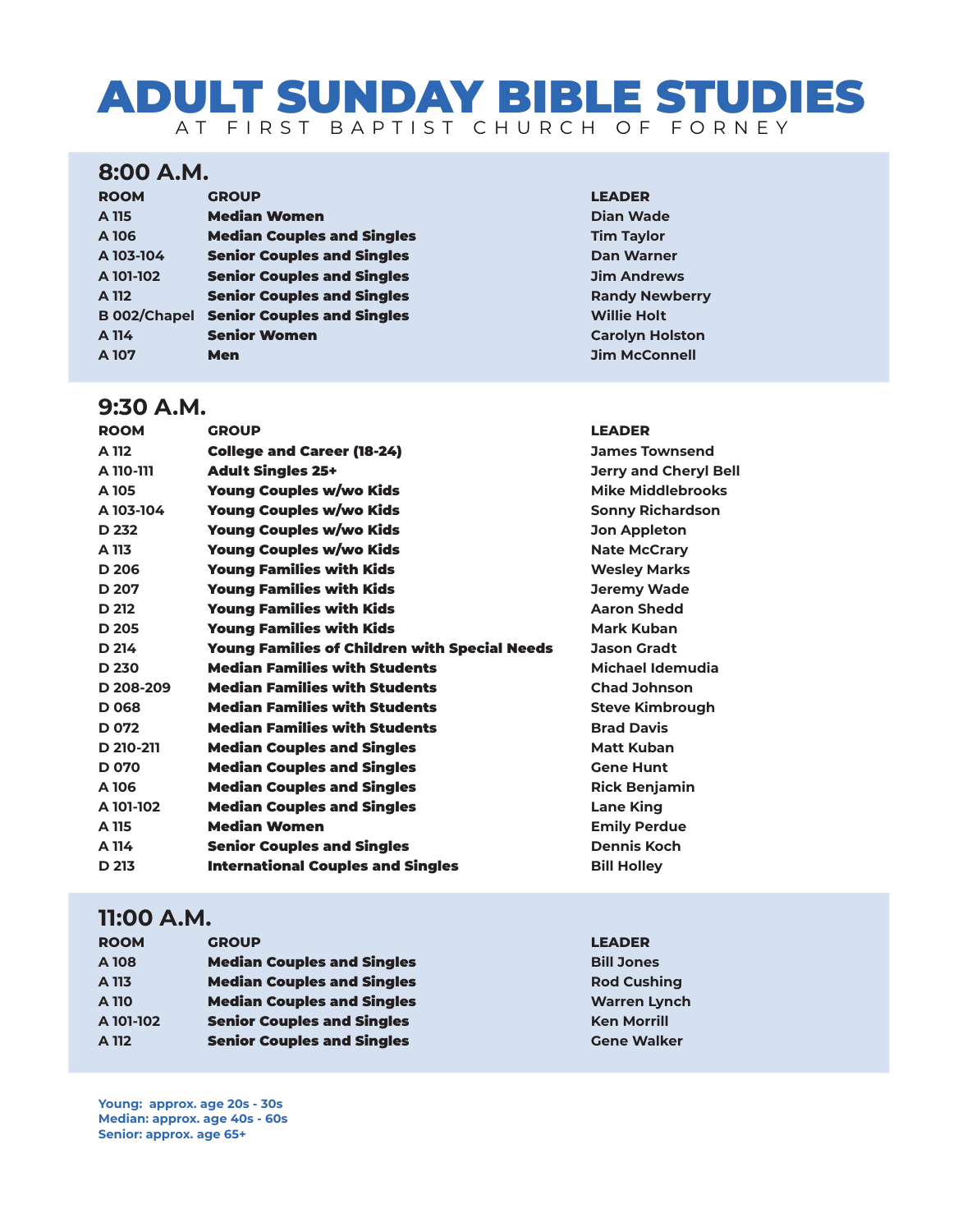# ADULT SUNDAY BIBLE STUDIES

AT FIRST BAPTIST CHURCH OF FORNEY

## 8:00 A.M.

| ROOM | GROUP | LEADER |
|---|---|---|
| A 115 | Median Women | Dian Wade |
| A 106 | Median Couples and Singles | Tim Taylor |
| A 103-104 | Senior Couples and Singles | Dan Warner |
| A 101-102 | Senior Couples and Singles | Jim Andrews |
| A 112 | Senior Couples and Singles | Randy Newberry |
| B 002/Chapel | Senior Couples and Singles | Willie Holt |
| A 114 | Senior Women | Carolyn Holston |
| A 107 | Men | Jim McConnell |

## 9:30 A.M.

| ROOM | GROUP | LEADER |
|---|---|---|
| A 112 | College and Career (18-24) | James Townsend |
| A 110-111 | Adult Singles 25+ | Jerry and Cheryl Bell |
| A 105 | Young Couples w/wo Kids | Mike Middlebrooks |
| A 103-104 | Young Couples w/wo Kids | Sonny Richardson |
| D 232 | Young Couples w/wo Kids | Jon Appleton |
| A 113 | Young Couples w/wo Kids | Nate McCrary |
| D 206 | Young Families with Kids | Wesley Marks |
| D 207 | Young Families with Kids | Jeremy Wade |
| D 212 | Young Families with Kids | Aaron Shedd |
| D 205 | Young Families with Kids | Mark Kuban |
| D 214 | Young Families of Children with Special Needs | Jason Gradt |
| D 230 | Median Families with Students | Michael Idemudia |
| D 208-209 | Median Families with Students | Chad Johnson |
| D 068 | Median Families with Students | Steve Kimbrough |
| D 072 | Median Families with Students | Brad Davis |
| D 210-211 | Median Couples and Singles | Matt Kuban |
| D 070 | Median Couples and Singles | Gene Hunt |
| A 106 | Median Couples and Singles | Rick Benjamin |
| A 101-102 | Median Couples and Singles | Lane King |
| A 115 | Median Women | Emily Perdue |
| A 114 | Senior Couples and Singles | Dennis Koch |
| D 213 | International Couples and Singles | Bill Holley |

## 11:00 A.M.

| ROOM | GROUP | LEADER |
|---|---|---|
| A 108 | Median Couples and Singles | Bill Jones |
| A 113 | Median Couples and Singles | Rod Cushing |
| A 110 | Median Couples and Singles | Warren Lynch |
| A 101-102 | Senior Couples and Singles | Ken Morrill |
| A 112 | Senior Couples and Singles | Gene Walker |

**Young: approx. age 20s - 30s**
**Median: approx. age 40s - 60s**
**Senior: approx. age 65+**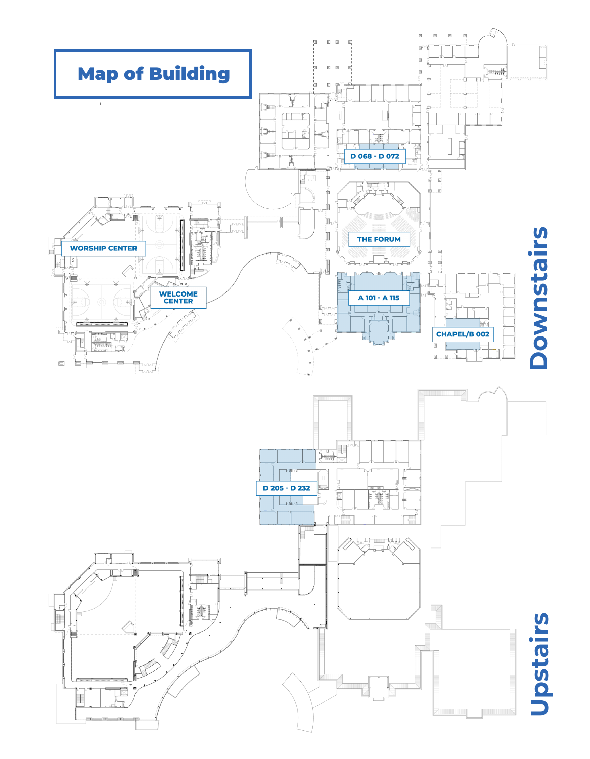# Map of Building

## Downstairs

D 068 - D 072

THE FORUM

WORSHIP CENTER

WELCOME CENTER

A 101 - A 115

CHAPEL/B 002

## Upstairs

D 205 - D 232